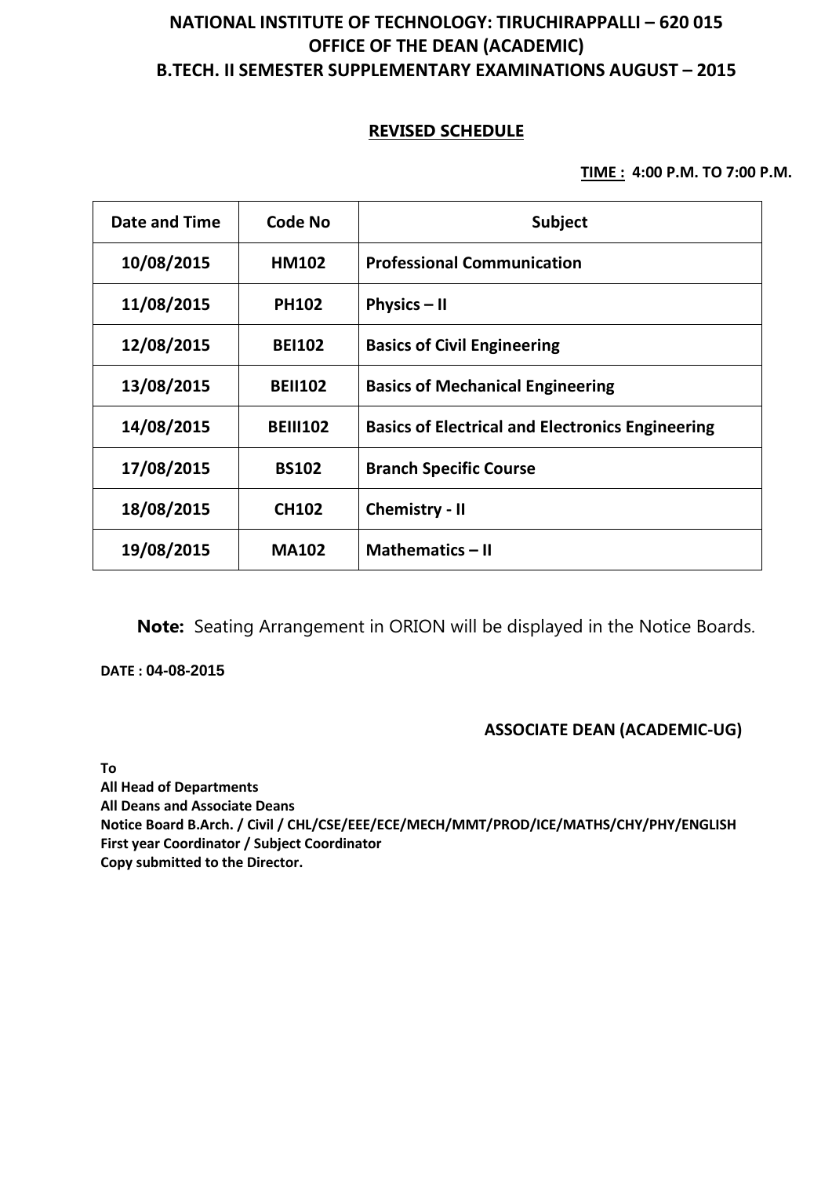# NATIONAL INSTITUTE OF TECHNOLOGY: TIRUCHIRAPPALLI – 620 015
## OFFICE OF THE DEAN (ACADEMIC)
## B.TECH. II SEMESTER SUPPLEMENTARY EXAMINATIONS AUGUST – 2015

### REVISED SCHEDULE

**TIME : 4:00 P.M. TO 7:00 P.M.**

| Date and Time | Code No | Subject |
|---|---|---|
| 10/08/2015 | HM102 | Professional Communication |
| 11/08/2015 | PH102 | Physics – II |
| 12/08/2015 | BEI102 | Basics of Civil Engineering |
| 13/08/2015 | BEII102 | Basics of Mechanical Engineering |
| 14/08/2015 | BEIII102 | Basics of Electrical and Electronics Engineering |
| 17/08/2015 | BS102 | Branch Specific Course |
| 18/08/2015 | CH102 | Chemistry - II |
| 19/08/2015 | MA102 | Mathematics – II |

**Note:** Seating Arrangement in ORION will be displayed in the Notice Boards.

**DATE : 04-08-2015**

**ASSOCIATE DEAN (ACADEMIC-UG)**

**To**
**All Head of Departments**
**All Deans and Associate Deans**
**Notice Board B.Arch. / Civil / CHL/CSE/EEE/ECE/MECH/MMT/PROD/ICE/MATHS/CHY/PHY/ENGLISH**
**First year Coordinator / Subject Coordinator**
**Copy submitted to the Director.**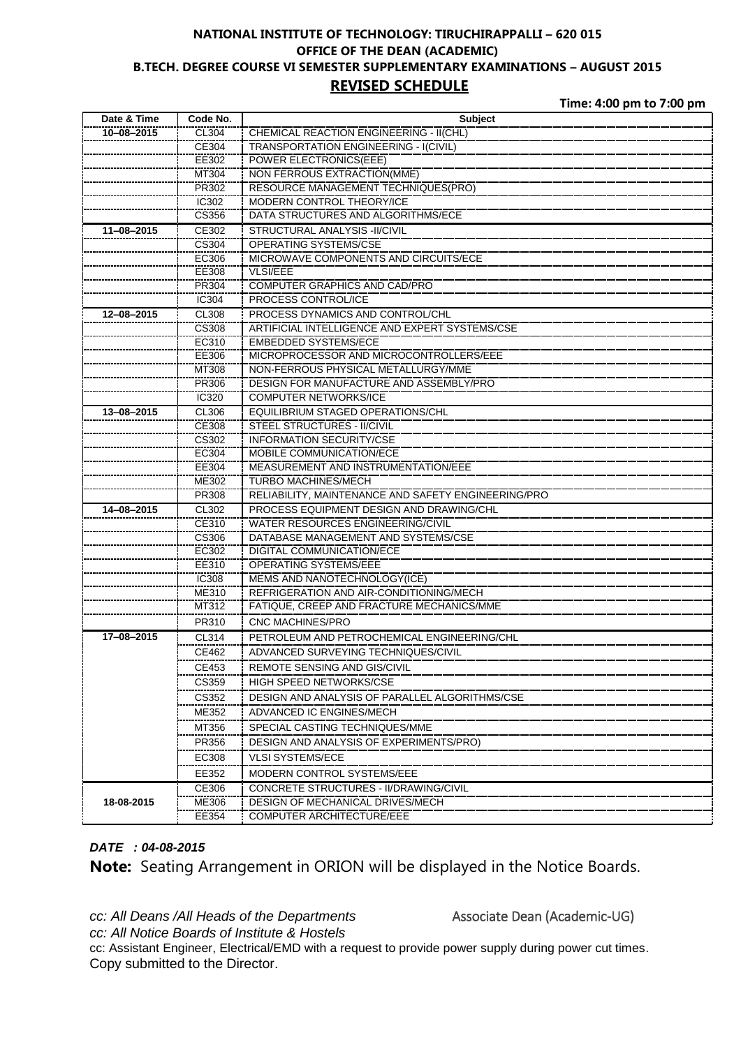**NATIONAL INSTITUTE OF TECHNOLOGY: TIRUCHIRAPPALLI – 620 015**

**OFFICE OF THE DEAN (ACADEMIC)**

**B.TECH. DEGREE COURSE VI SEMESTER SUPPLEMENTARY EXAMINATIONS – AUGUST 2015**

**REVISED SCHEDULE**

**Time: 4:00 pm to 7:00 pm**

| Date & Time | Code No. | Subject |
|---|---|---|
| 10–08–2015 | CL304 | CHEMICAL REACTION ENGINEERING - II(CHL) |
| | CE304 | TRANSPORTATION ENGINEERING - I(CIVIL) |
| | EE302 | POWER ELECTRONICS(EEE) |
| | MT304 | NON FERROUS EXTRACTION(MME) |
| | PR302 | RESOURCE MANAGEMENT TECHNIQUES(PRO) |
| | IC302 | MODERN CONTROL THEORY/ICE |
| | CS356 | DATA STRUCTURES AND ALGORITHMS/ECE |
| 11–08–2015 | CE302 | STRUCTURAL ANALYSIS -II/CIVIL |
| | CS304 | OPERATING SYSTEMS/CSE |
| | EC306 | MICROWAVE COMPONENTS AND CIRCUITS/ECE |
| | EE308 | VLSI/EEE |
| | PR304 | COMPUTER GRAPHICS AND CAD/PRO |
| | IC304 | PROCESS CONTROL/ICE |
| 12–08–2015 | CL308 | PROCESS DYNAMICS AND CONTROL/CHL |
| | CS308 | ARTIFICIAL INTELLIGENCE AND EXPERT SYSTEMS/CSE |
| | EC310 | EMBEDDED SYSTEMS/ECE |
| | EE306 | MICROPROCESSOR AND MICROCONTROLLERS/EEE |
| | MT308 | NON-FERROUS PHYSICAL METALLURGY/MME |
| | PR306 | DESIGN FOR MANUFACTURE AND ASSEMBLY/PRO |
| | IC320 | COMPUTER NETWORKS/ICE |
| 13–08–2015 | CL306 | EQUILIBRIUM STAGED OPERATIONS/CHL |
| | CE308 | STEEL STRUCTURES - II/CIVIL |
| | CS302 | INFORMATION SECURITY/CSE |
| | EC304 | MOBILE COMMUNICATION/ECE |
| | EE304 | MEASUREMENT AND INSTRUMENTATION/EEE |
| | ME302 | TURBO MACHINES/MECH |
| | PR308 | RELIABILITY, MAINTENANCE AND SAFETY ENGINEERING/PRO |
| 14–08–2015 | CL302 | PROCESS EQUIPMENT DESIGN AND DRAWING/CHL |
| | CE310 | WATER RESOURCES ENGINEERING/CIVIL |
| | CS306 | DATABASE MANAGEMENT AND SYSTEMS/CSE |
| | EC302 | DIGITAL COMMUNICATION/ECE |
| | EE310 | OPERATING SYSTEMS/EEE |
| | IC308 | MEMS AND NANOTECHNOLOGY(ICE) |
| | ME310 | REFRIGERATION AND AIR-CONDITIONING/MECH |
| | MT312 | FATIQUE, CREEP AND FRACTURE MECHANICS/MME |
| | PR310 | CNC MACHINES/PRO |
| 17–08–2015 | CL314 | PETROLEUM AND PETROCHEMICAL ENGINEERING/CHL |
| | CE462 | ADVANCED SURVEYING TECHNIQUES/CIVIL |
| | CE453 | REMOTE SENSING AND GIS/CIVIL |
| | CS359 | HIGH SPEED NETWORKS/CSE |
| | CS352 | DESIGN AND ANALYSIS OF PARALLEL ALGORITHMS/CSE |
| | ME352 | ADVANCED IC ENGINES/MECH |
| | MT356 | SPECIAL CASTING TECHNIQUES/MME |
| | PR356 | DESIGN AND ANALYSIS OF EXPERIMENTS/PRO) |
| | EC308 | VLSI SYSTEMS/ECE |
| | EE352 | MODERN CONTROL SYSTEMS/EEE |
| 18-08-2015 | CE306 | CONCRETE STRUCTURES - II/DRAWING/CIVIL |
| | ME306 | DESIGN OF MECHANICAL DRIVES/MECH |
| | EE354 | COMPUTER ARCHITECTURE/EEE |

***DATE : 04-08-2015***

**Note:** Seating Arrangement in ORION will be displayed in the Notice Boards.

*cc: All Deans /All Heads of the Departments* — Associate Dean (Academic-UG)

*cc: All Notice Boards of Institute & Hostels*

cc: Assistant Engineer, Electrical/EMD with a request to provide power supply during power cut times.

Copy submitted to the Director.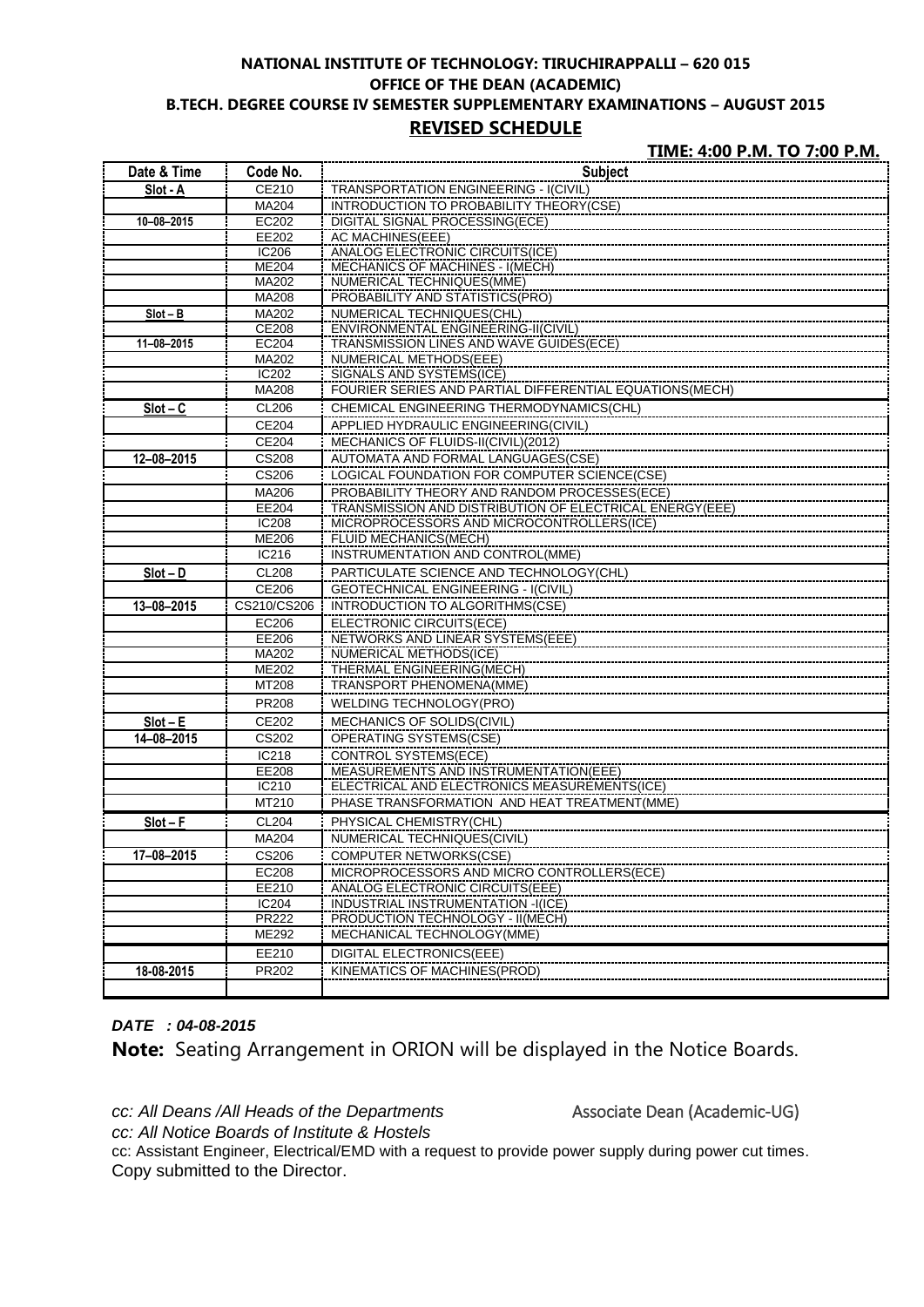**NATIONAL INSTITUTE OF TECHNOLOGY: TIRUCHIRAPPALLI – 620 015**

**OFFICE OF THE DEAN (ACADEMIC)**

**B.TECH. DEGREE COURSE IV SEMESTER SUPPLEMENTARY EXAMINATIONS – AUGUST 2015**

**REVISED SCHEDULE**

**TIME: 4:00 P.M. TO 7:00 P.M.**

| Date & Time | Code No. | Subject |
|---|---|---|
| Slot - A | CE210 | TRANSPORTATION ENGINEERING - I(CIVIL) |
| | MA204 | INTRODUCTION TO PROBABILITY THEORY(CSE) |
| 10–08–2015 | EC202 | DIGITAL SIGNAL PROCESSING(ECE) |
| | EE202 | AC MACHINES(EEE) |
| | IC206 | ANALOG ELECTRONIC CIRCUITS(ICE) |
| | ME204 | MECHANICS OF MACHINES - I(MECH) |
| | MA202 | NUMERICAL TECHNIQUES(MME) |
| | MA208 | PROBABILITY AND STATISTICS(PRO) |
| Slot – B | MA202 | NUMERICAL TECHNIQUES(CHL) |
| | CE208 | ENVIRONMENTAL ENGINEERING-II(CIVIL) |
| 11–08–2015 | EC204 | TRANSMISSION LINES AND WAVE GUIDES(ECE) |
| | MA202 | NUMERICAL METHODS(EEE) |
| | IC202 | SIGNALS AND SYSTEMS(ICE) |
| | MA208 | FOURIER SERIES AND PARTIAL DIFFERENTIAL EQUATIONS(MECH) |
| Slot – C | CL206 | CHEMICAL ENGINEERING THERMODYNAMICS(CHL) |
| | CE204 | APPLIED HYDRAULIC ENGINEERING(CIVIL) |
| | CE204 | MECHANICS OF FLUIDS-II(CIVIL)(2012) |
| 12–08–2015 | CS208 | AUTOMATA AND FORMAL LANGUAGES(CSE) |
| | CS206 | LOGICAL FOUNDATION FOR COMPUTER SCIENCE(CSE) |
| | MA206 | PROBABILITY THEORY AND RANDOM PROCESSES(ECE) |
| | EE204 | TRANSMISSION AND DISTRIBUTION OF ELECTRICAL ENERGY(EEE) |
| | IC208 | MICROPROCESSORS AND MICROCONTROLLERS(ICE) |
| | ME206 | FLUID MECHANICS(MECH) |
| | IC216 | INSTRUMENTATION AND CONTROL(MME) |
| Slot – D | CL208 | PARTICULATE SCIENCE AND TECHNOLOGY(CHL) |
| | CE206 | GEOTECHNICAL ENGINEERING - I(CIVIL) |
| 13–08–2015 | CS210/CS206 | INTRODUCTION TO ALGORITHMS(CSE) |
| | EC206 | ELECTRONIC CIRCUITS(ECE) |
| | EE206 | NETWORKS AND LINEAR SYSTEMS(EEE) |
| | MA202 | NUMERICAL METHODS(ICE) |
| | ME202 | THERMAL ENGINEERING(MECH) |
| | MT208 | TRANSPORT PHENOMENA(MME) |
| | PR208 | WELDING TECHNOLOGY(PRO) |
| Slot – E | CE202 | MECHANICS OF SOLIDS(CIVIL) |
| 14–08–2015 | CS202 | OPERATING SYSTEMS(CSE) |
| | IC218 | CONTROL SYSTEMS(ECE) |
| | EE208 | MEASUREMENTS AND INSTRUMENTATION(EEE) |
| | IC210 | ELECTRICAL AND ELECTRONICS MEASUREMENTS(ICE) |
| | MT210 | PHASE TRANSFORMATION AND HEAT TREATMENT(MME) |
| Slot – F | CL204 | PHYSICAL CHEMISTRY(CHL) |
| | MA204 | NUMERICAL TECHNIQUES(CIVIL) |
| 17–08–2015 | CS206 | COMPUTER NETWORKS(CSE) |
| | EC208 | MICROPROCESSORS AND MICRO CONTROLLERS(ECE) |
| | EE210 | ANALOG ELECTRONIC CIRCUITS(EEE) |
| | IC204 | INDUSTRIAL INSTRUMENTATION -I(ICE) |
| | PR222 | PRODUCTION TECHNOLOGY - II(MECH) |
| | ME292 | MECHANICAL TECHNOLOGY(MME) |
| | EE210 | DIGITAL ELECTRONICS(EEE) |
| 18-08-2015 | PR202 | KINEMATICS OF MACHINES(PROD) |
| | | |

***DATE : 04-08-2015***

**Note:** Seating Arrangement in ORION will be displayed in the Notice Boards.

*cc: All Deans /All Heads of the Departments*

Associate Dean (Academic-UG)

*cc: All Notice Boards of Institute & Hostels*

cc: Assistant Engineer, Electrical/EMD with a request to provide power supply during power cut times.

Copy submitted to the Director.